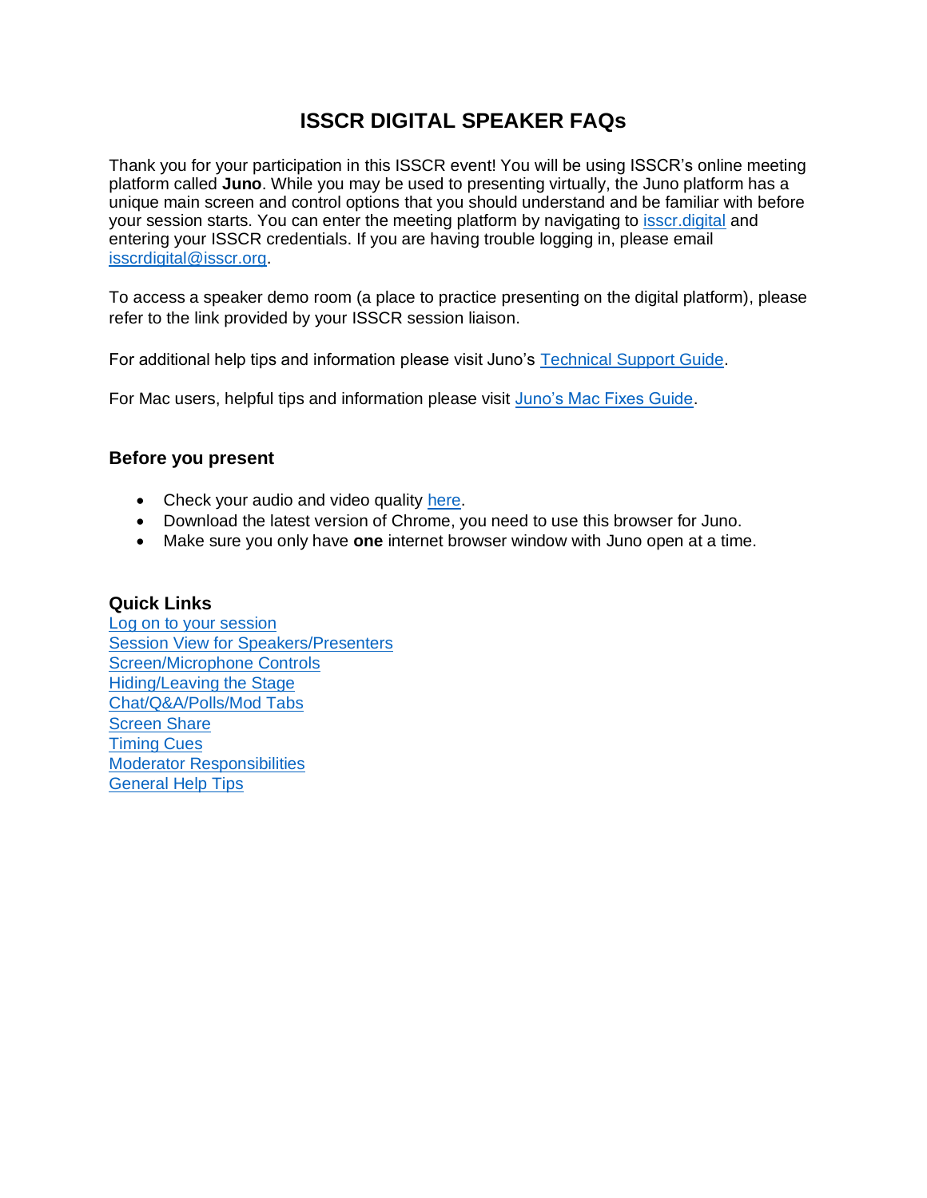# ISSCR DIGITAL SPEAKER FAQs

Thank you for your participation in this ISSCR event! You will be using ISSCR's online meeting platform called **Juno**. While you may be used to presenting virtually, the Juno platform has a unique main screen and control options that you should understand and be familiar with before your session starts. You can enter the meeting platform by navigating to isscr.digital and entering your ISSCR credentials. If you are having trouble logging in, please email isscrdigital@isscr.org.

To access a speaker demo room (a place to practice presenting on the digital platform), please refer to the link provided by your ISSCR session liaison.

For additional help tips and information please visit Juno's Technical Support Guide.

For Mac users, helpful tips and information please visit Juno's Mac Fixes Guide.

### Before you present

- Check your audio and video quality here.
- Download the latest version of Chrome, you need to use this browser for Juno.
- Make sure you only have **one** internet browser window with Juno open at a time.

### Quick Links

Log on to your session
Session View for Speakers/Presenters
Screen/Microphone Controls
Hiding/Leaving the Stage
Chat/Q&A/Polls/Mod Tabs
Screen Share
Timing Cues
Moderator Responsibilities
General Help Tips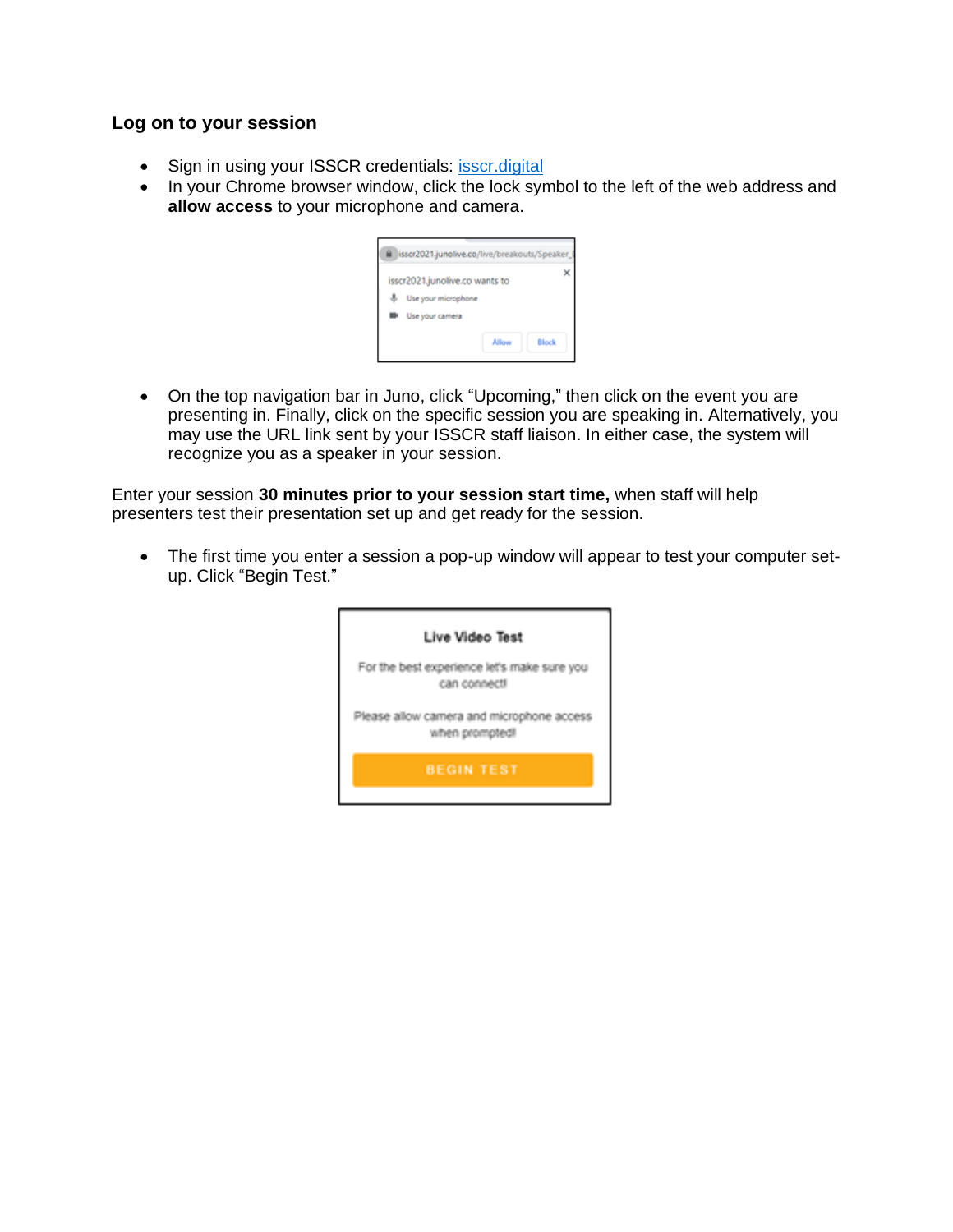### Log on to your session

- Sign in using your ISSCR credentials: [isscr.digital](isscr.digital)
- In your Chrome browser window, click the lock symbol to the left of the web address and **allow access** to your microphone and camera.
- On the top navigation bar in Juno, click "Upcoming," then click on the event you are presenting in. Finally, click on the specific session you are speaking in. Alternatively, you may use the URL link sent by your ISSCR staff liaison. In either case, the system will recognize you as a speaker in your session.

Enter your session **30 minutes prior to your session start time,** when staff will help presenters test their presentation set up and get ready for the session.

- The first time you enter a session a pop-up window will appear to test your computer set-up. Click "Begin Test."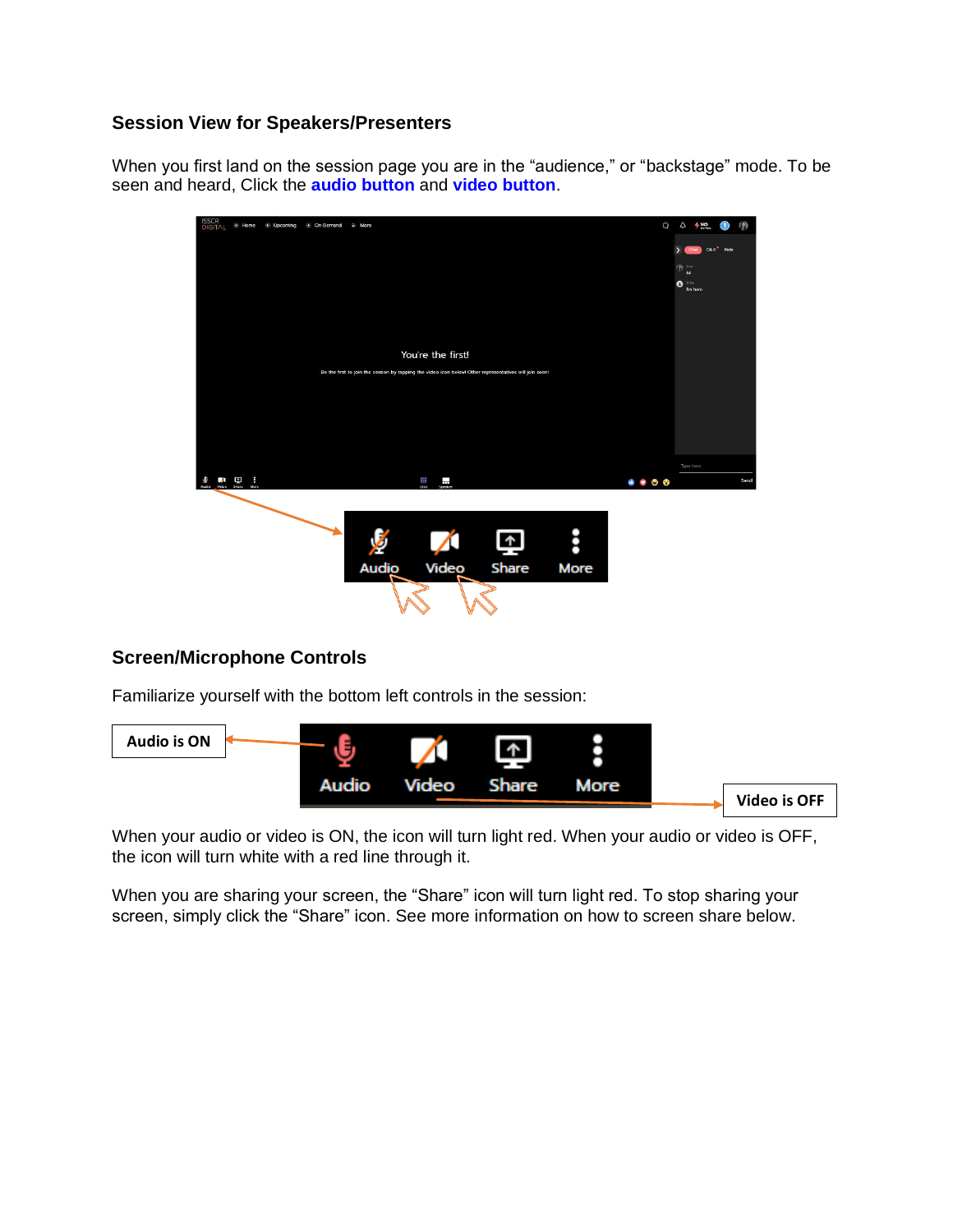## Session View for Speakers/Presenters

When you first land on the session page you are in the “audience,” or “backstage” mode. To be seen and heard, Click the **audio button** and **video button**.

## Screen/Microphone Controls

Familiarize yourself with the bottom left controls in the session:

When your audio or video is ON, the icon will turn light red. When your audio or video is OFF, the icon will turn white with a red line through it.

When you are sharing your screen, the “Share” icon will turn light red. To stop sharing your screen, simply click the “Share” icon. See more information on how to screen share below.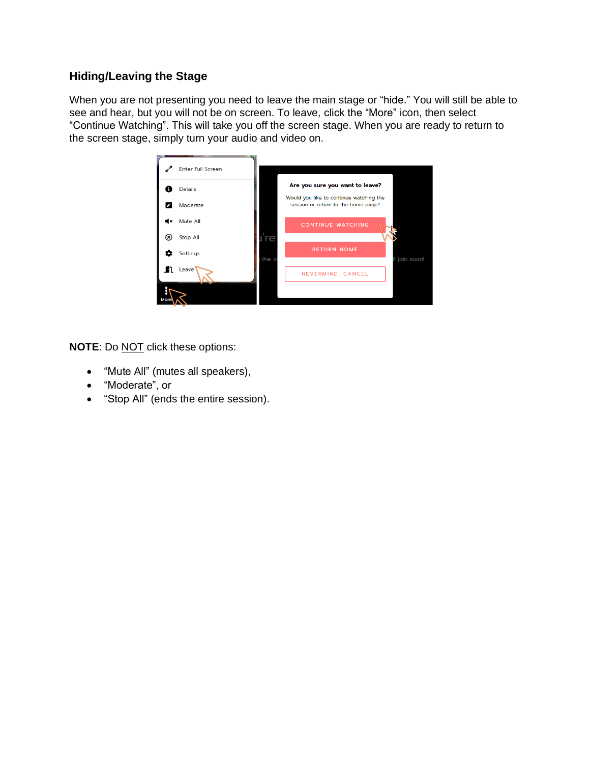### Hiding/Leaving the Stage

When you are not presenting you need to leave the main stage or “hide.” You will still be able to see and hear, but you will not be on screen. To leave, click the “More” icon, then select “Continue Watching”. This will take you off the screen stage. When you are ready to return to the screen stage, simply turn your audio and video on.

**NOTE**: Do <u>NOT</u> click these options:

- “Mute All” (mutes all speakers),
- “Moderate”, or
- “Stop All” (ends the entire session).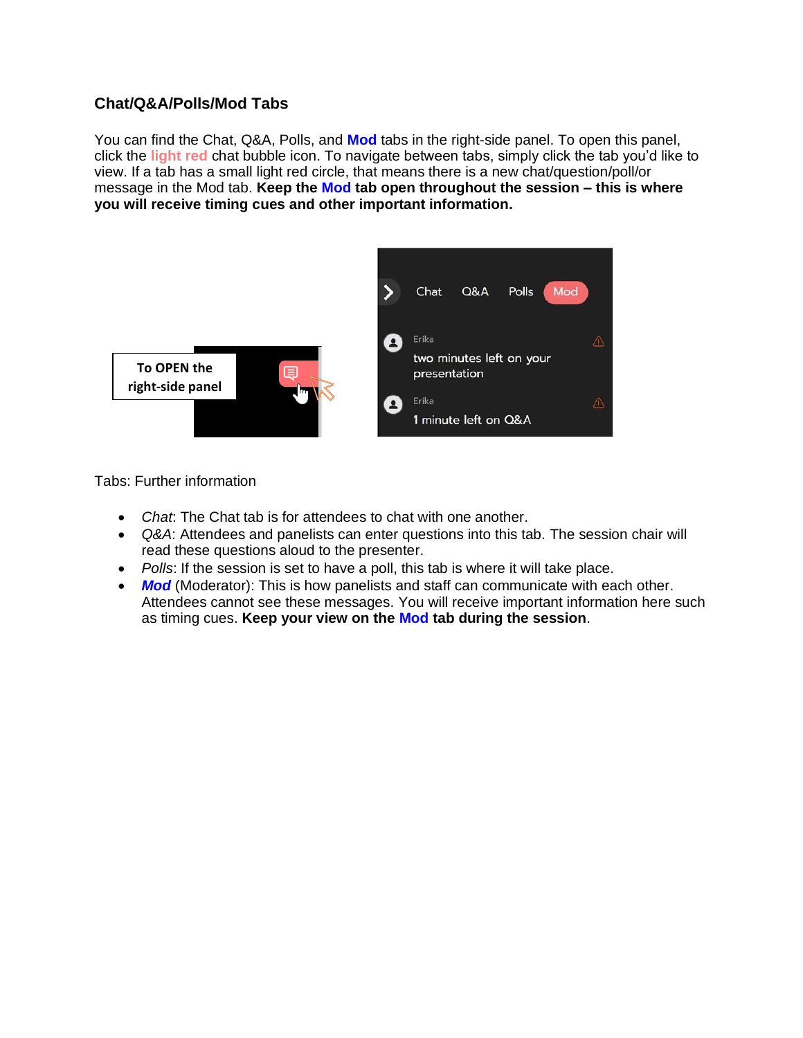### Chat/Q&A/Polls/Mod Tabs

You can find the Chat, Q&A, Polls, and **Mod** tabs in the right-side panel. To open this panel, click the **light red** chat bubble icon. To navigate between tabs, simply click the tab you'd like to view. If a tab has a small light red circle, that means there is a new chat/question/poll/or message in the Mod tab. **Keep the Mod tab open throughout the session – this is where you will receive timing cues and other important information.**

To OPEN the right-side panel

Chat Q&A Polls Mod

Erika
two minutes left on your presentation

Erika
1 minute left on Q&A

Tabs: Further information

- *Chat*: The Chat tab is for attendees to chat with one another.
- *Q&A*: Attendees and panelists can enter questions into this tab. The session chair will read these questions aloud to the presenter.
- *Polls*: If the session is set to have a poll, this tab is where it will take place.
- ***Mod*** (Moderator): This is how panelists and staff can communicate with each other. Attendees cannot see these messages. You will receive important information here such as timing cues. **Keep your view on the Mod tab during the session**.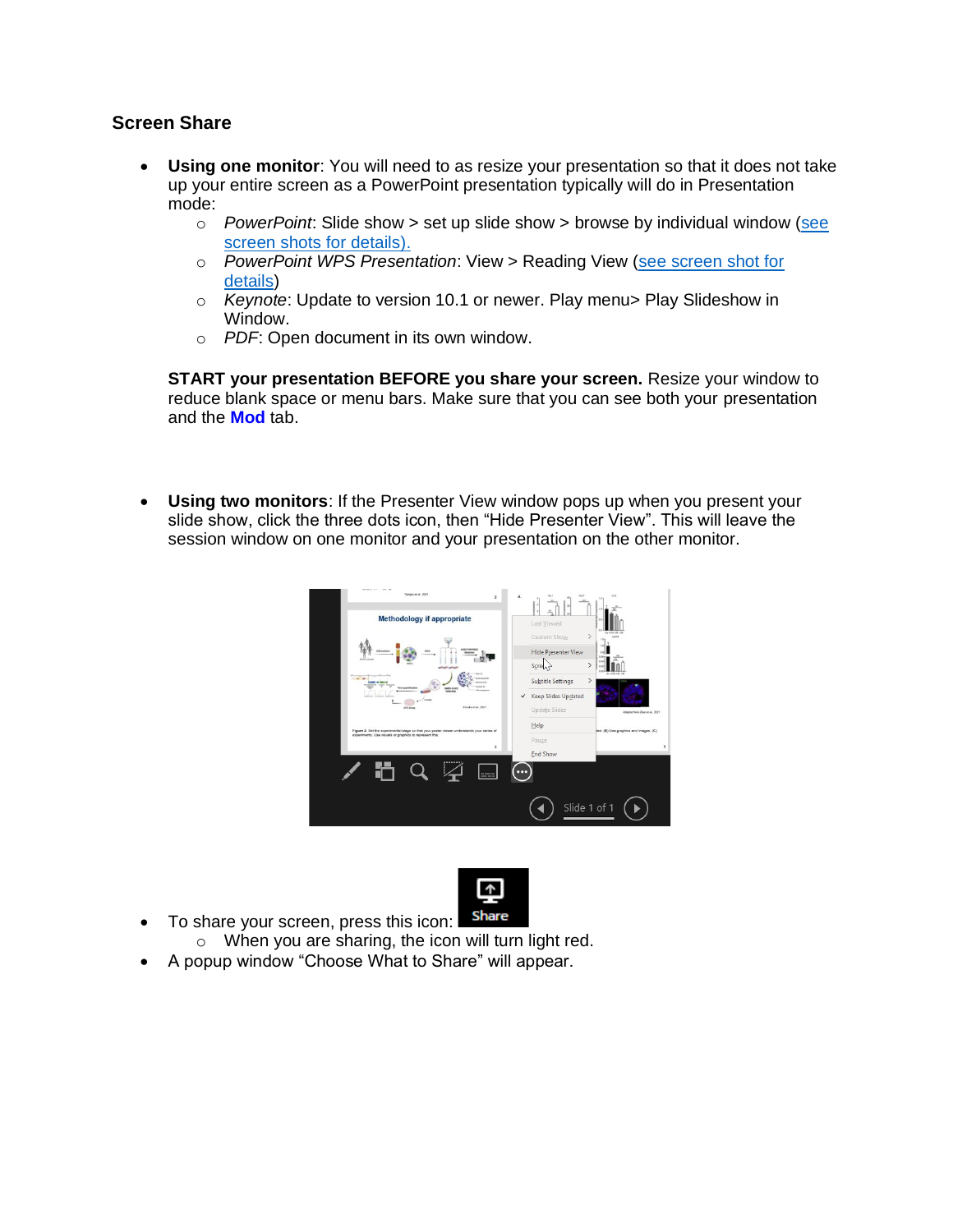## Screen Share

- **Using one monitor**: You will need to as resize your presentation so that it does not take up your entire screen as a PowerPoint presentation typically will do in Presentation mode:
  - *PowerPoint*: Slide show > set up slide show > browse by individual window (see screen shots for details).
  - *PowerPoint WPS Presentation*: View > Reading View (see screen shot for details)
  - *Keynote*: Update to version 10.1 or newer. Play menu> Play Slideshow in Window.
  - *PDF*: Open document in its own window.

  **START your presentation BEFORE you share your screen.** Resize your window to reduce blank space or menu bars. Make sure that you can see both your presentation and the **Mod** tab.

- **Using two monitors**: If the Presenter View window pops up when you present your slide show, click the three dots icon, then "Hide Presenter View". This will leave the session window on one monitor and your presentation on the other monitor.

- To share your screen, press this icon:
  - When you are sharing, the icon will turn light red.
- A popup window "Choose What to Share" will appear.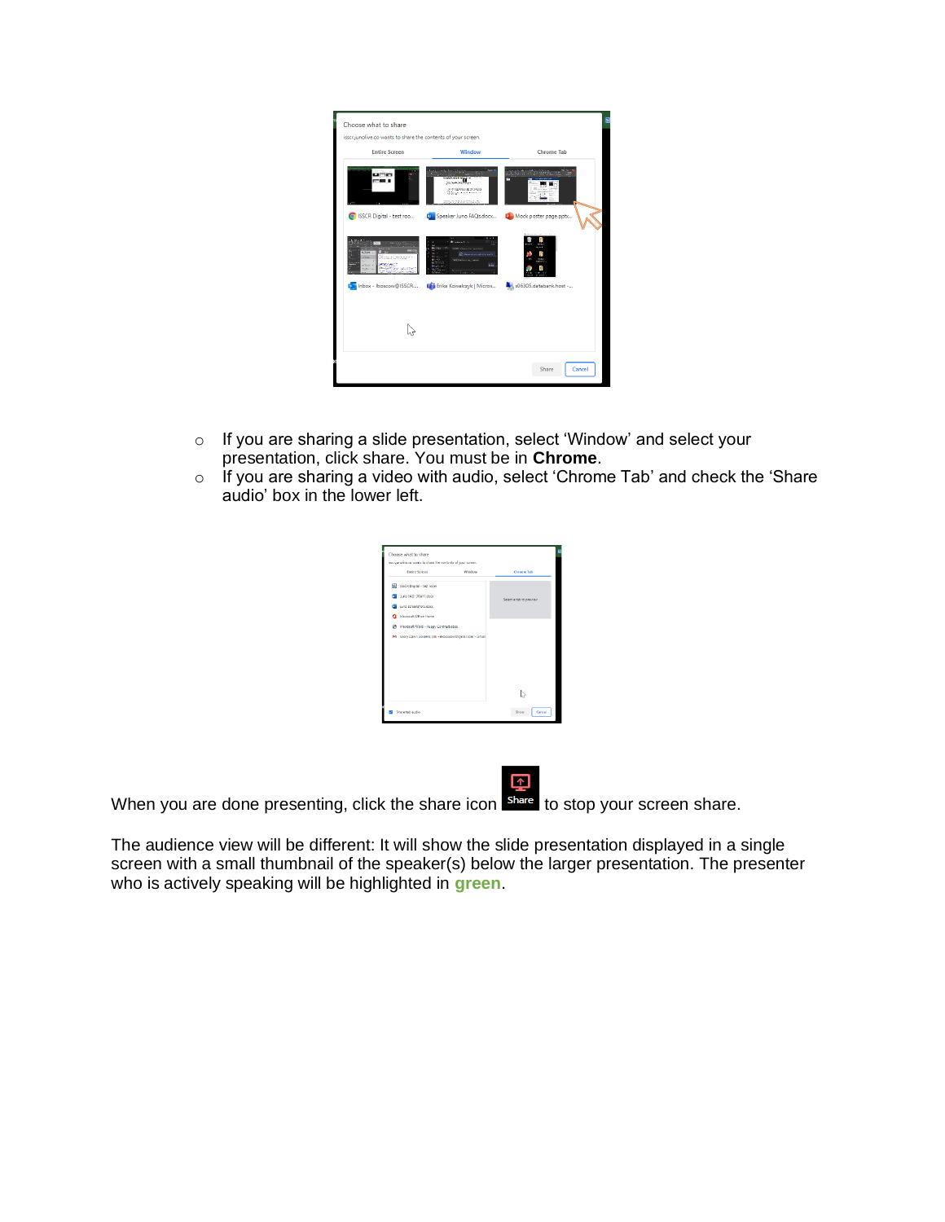- If you are sharing a slide presentation, select ‘Window’ and select your presentation, click share. You must be in **Chrome**.
- If you are sharing a video with audio, select ‘Chrome Tab’ and check the ‘Share audio’ box in the lower left.

When you are done presenting, click the share icon to stop your screen share.

The audience view will be different: It will show the slide presentation displayed in a single screen with a small thumbnail of the speaker(s) below the larger presentation. The presenter who is actively speaking will be highlighted in **green**.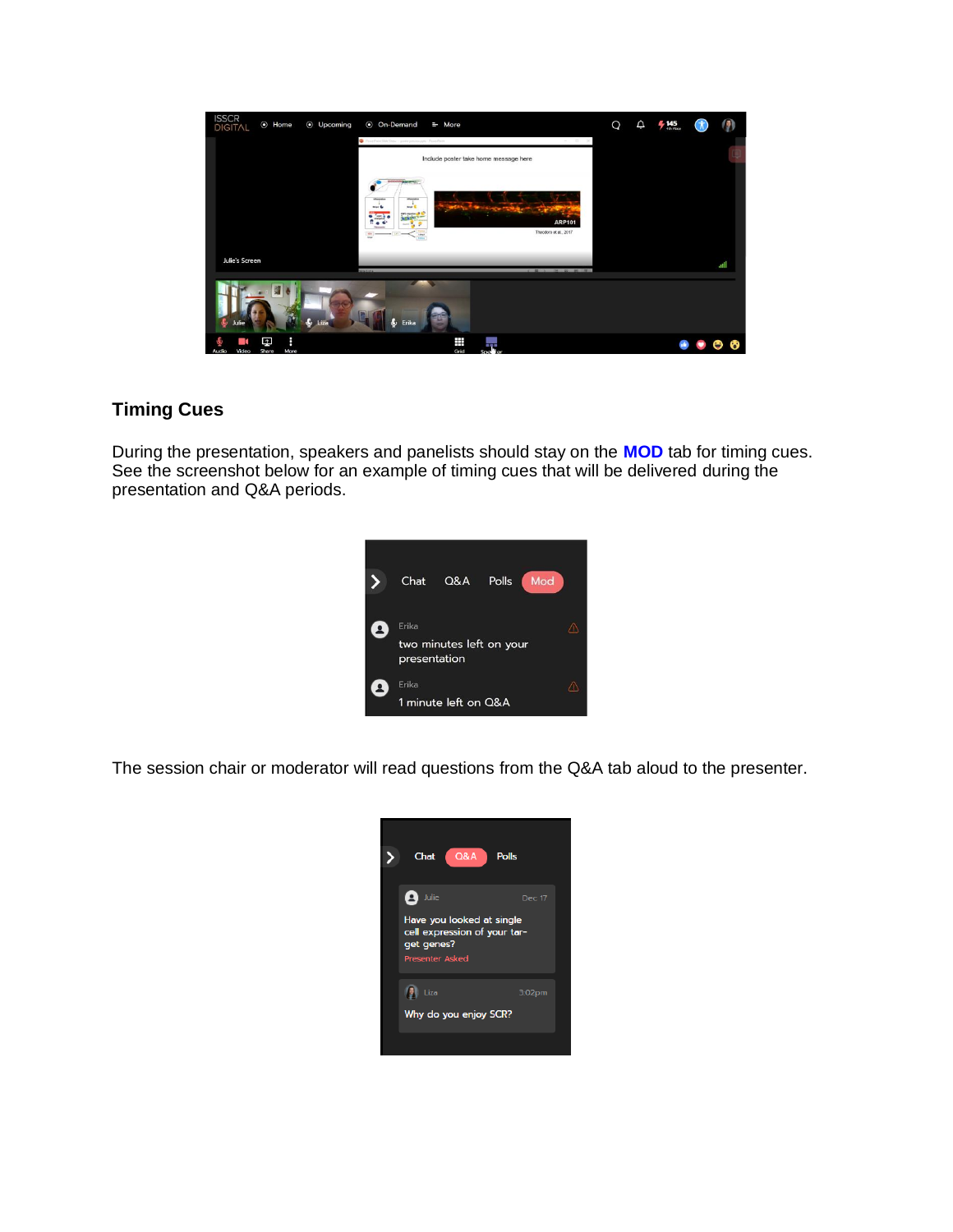## Timing Cues

During the presentation, speakers and panelists should stay on the **MOD** tab for timing cues. See the screenshot below for an example of timing cues that will be delivered during the presentation and Q&A periods.

The session chair or moderator will read questions from the Q&A tab aloud to the presenter.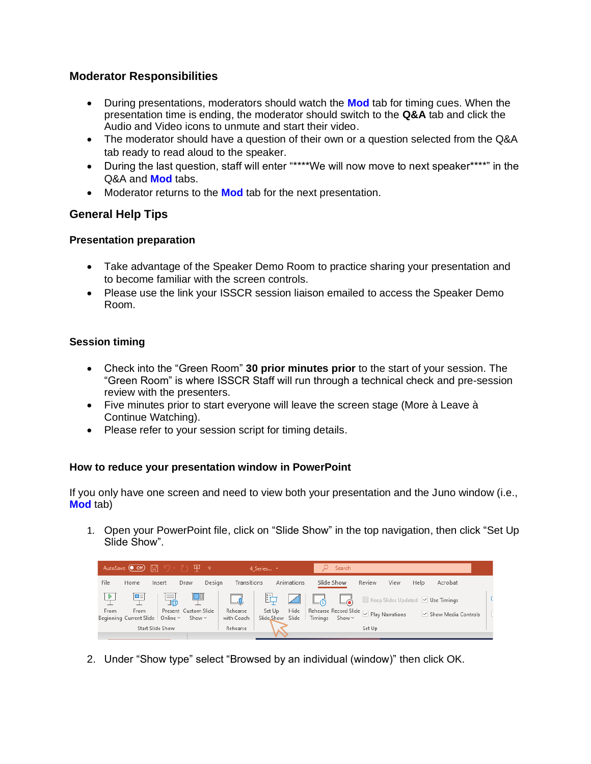## Moderator Responsibilities

- During presentations, moderators should watch the **Mod** tab for timing cues. When the presentation time is ending, the moderator should switch to the **Q&A** tab and click the Audio and Video icons to unmute and start their video.
- The moderator should have a question of their own or a question selected from the Q&A tab ready to read aloud to the speaker.
- During the last question, staff will enter "****We will now move to next speaker****" in the Q&A and **Mod** tabs.
- Moderator returns to the **Mod** tab for the next presentation.

## General Help Tips

### Presentation preparation

- Take advantage of the Speaker Demo Room to practice sharing your presentation and to become familiar with the screen controls.
- Please use the link your ISSCR session liaison emailed to access the Speaker Demo Room.

### Session timing

- Check into the "Green Room" **30 prior minutes prior** to the start of your session. The "Green Room" is where ISSCR Staff will run through a technical check and pre-session review with the presenters.
- Five minutes prior to start everyone will leave the screen stage (More à Leave à Continue Watching).
- Please refer to your session script for timing details.

### How to reduce your presentation window in PowerPoint

If you only have one screen and need to view both your presentation and the Juno window (i.e., **Mod** tab)

1. Open your PowerPoint file, click on "Slide Show" in the top navigation, then click "Set Up Slide Show".

2. Under "Show type" select "Browsed by an individual (window)" then click OK.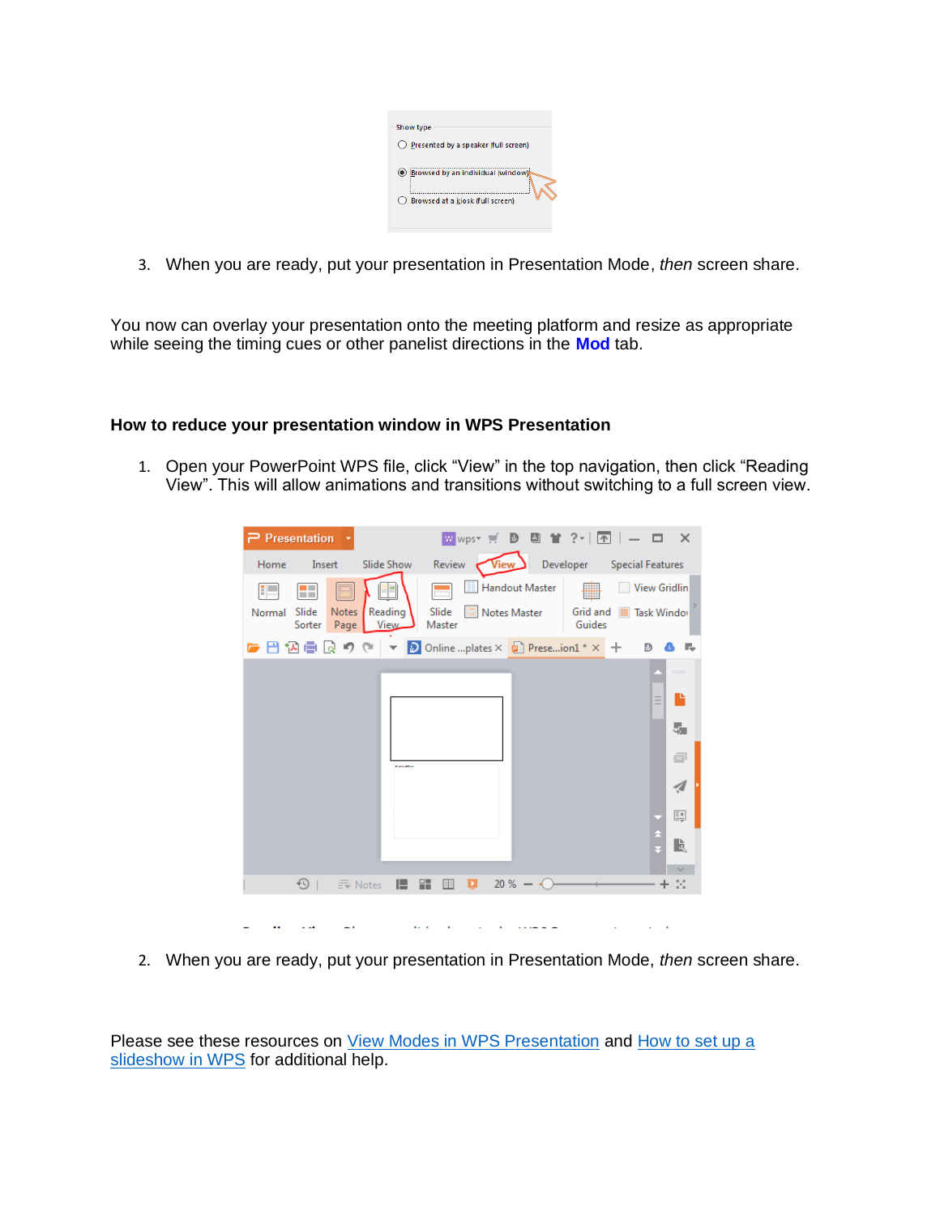3. When you are ready, put your presentation in Presentation Mode, *then* screen share.

You now can overlay your presentation onto the meeting platform and resize as appropriate while seeing the timing cues or other panelist directions in the **Mod** tab.

### How to reduce your presentation window in WPS Presentation

1. Open your PowerPoint WPS file, click "View" in the top navigation, then click "Reading View". This will allow animations and transitions without switching to a full screen view.

2. When you are ready, put your presentation in Presentation Mode, *then* screen share.

Please see these resources on View Modes in WPS Presentation and How to set up a slideshow in WPS for additional help.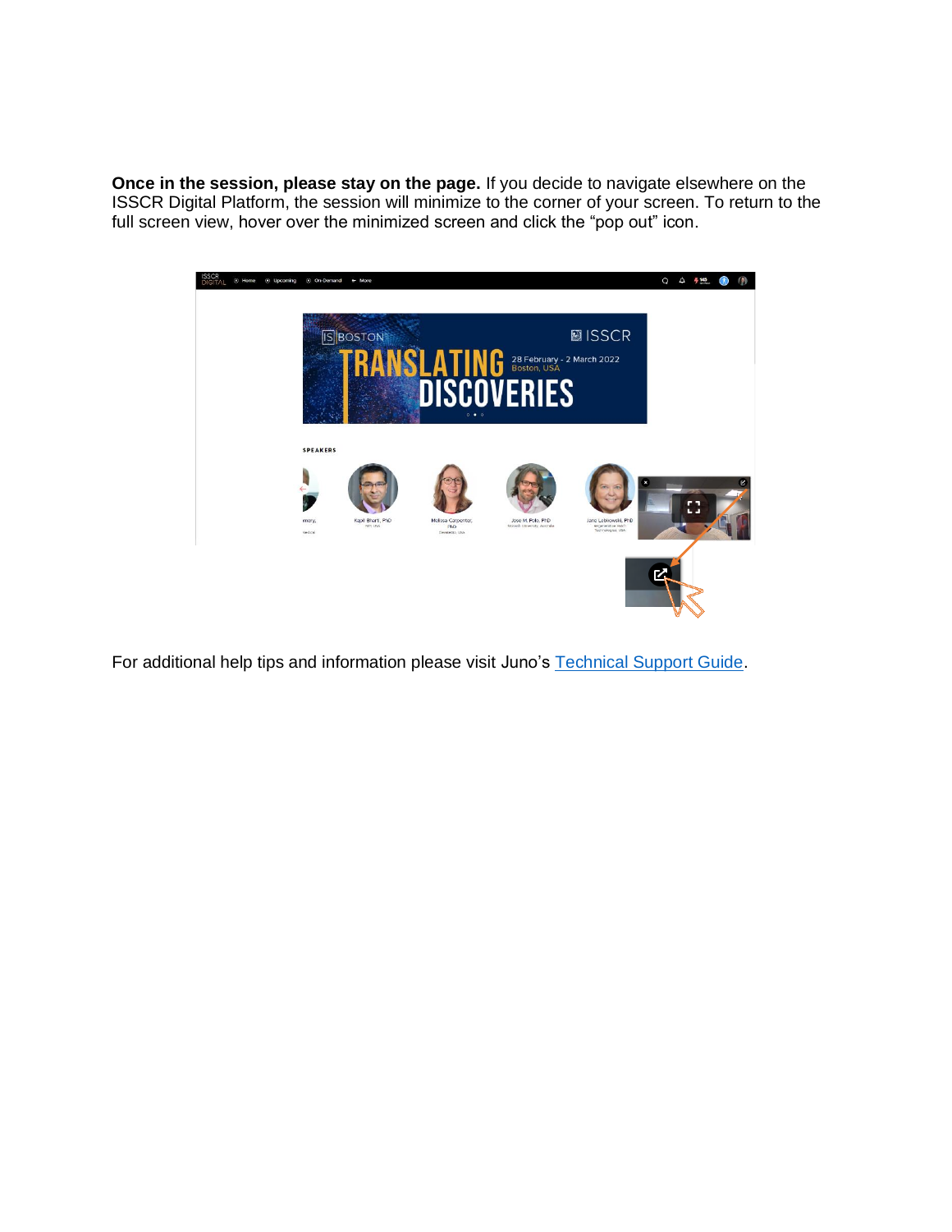**Once in the session, please stay on the page.** If you decide to navigate elsewhere on the ISSCR Digital Platform, the session will minimize to the corner of your screen. To return to the full screen view, hover over the minimized screen and click the "pop out" icon.

For additional help tips and information please visit Juno's Technical Support Guide.